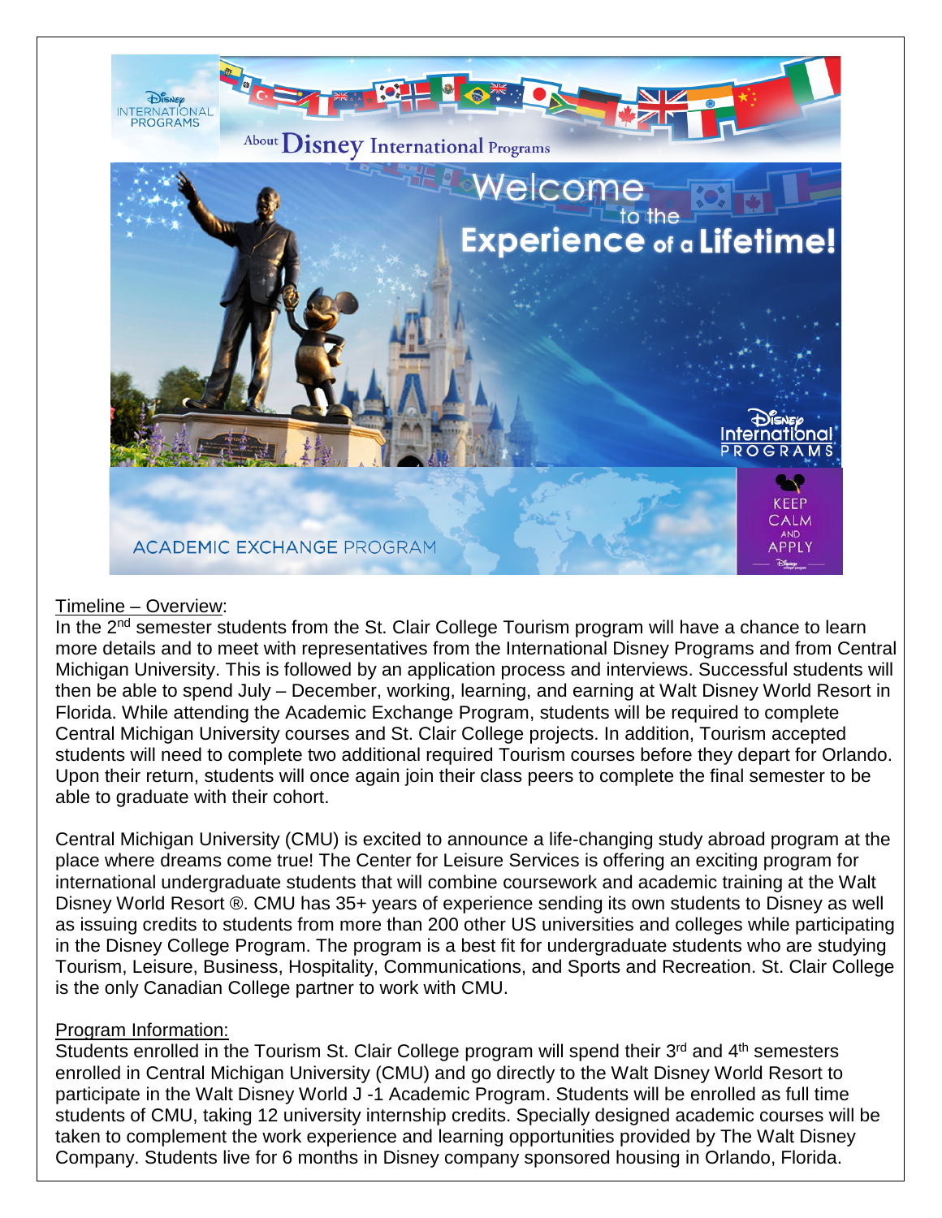Timeline – Overview:

In the 2nd semester students from the St. Clair College Tourism program will have a chance to learn more details and to meet with representatives from the International Disney Programs and from Central Michigan University. This is followed by an application process and interviews. Successful students will then be able to spend July – December, working, learning, and earning at Walt Disney World Resort in Florida. While attending the Academic Exchange Program, students will be required to complete Central Michigan University courses and St. Clair College projects. In addition, Tourism accepted students will need to complete two additional required Tourism courses before they depart for Orlando. Upon their return, students will once again join their class peers to complete the final semester to be able to graduate with their cohort.

Central Michigan University (CMU) is excited to announce a life-changing study abroad program at the place where dreams come true! The Center for Leisure Services is offering an exciting program for international undergraduate students that will combine coursework and academic training at the Walt Disney World Resort ®. CMU has 35+ years of experience sending its own students to Disney as well as issuing credits to students from more than 200 other US universities and colleges while participating in the Disney College Program. The program is a best fit for undergraduate students who are studying Tourism, Leisure, Business, Hospitality, Communications, and Sports and Recreation. St. Clair College is the only Canadian College partner to work with CMU.

Program Information:

Students enrolled in the Tourism St. Clair College program will spend their 3rd and 4th semesters enrolled in Central Michigan University (CMU) and go directly to the Walt Disney World Resort to participate in the Walt Disney World J -1 Academic Program. Students will be enrolled as full time students of CMU, taking 12 university internship credits. Specially designed academic courses will be taken to complement the work experience and learning opportunities provided by The Walt Disney Company. Students live for 6 months in Disney company sponsored housing in Orlando, Florida.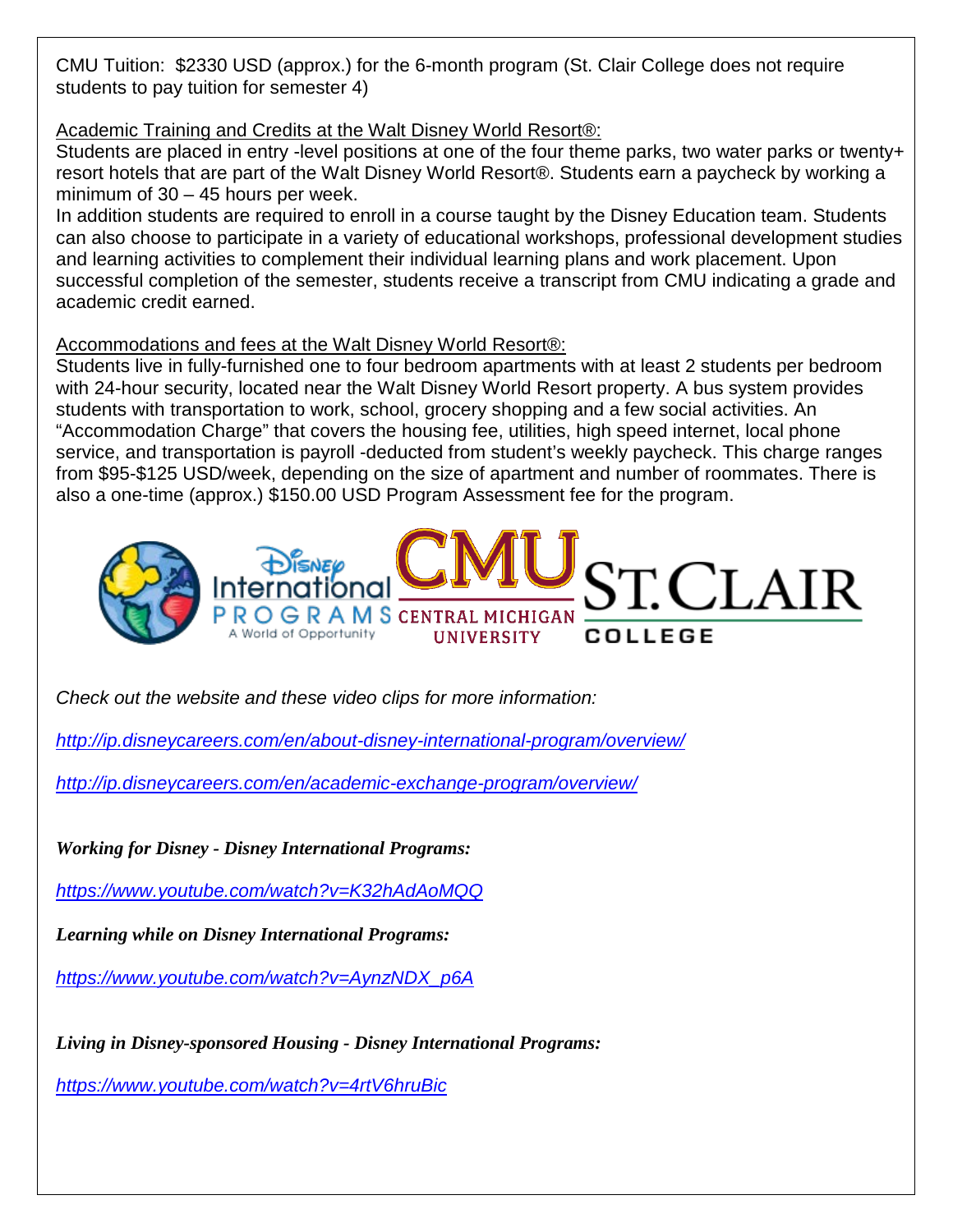CMU Tuition: $2330 USD (approx.) for the 6-month program (St. Clair College does not require students to pay tuition for semester 4)

Academic Training and Credits at the Walt Disney World Resort®:

Students are placed in entry -level positions at one of the four theme parks, two water parks or twenty+ resort hotels that are part of the Walt Disney World Resort®. Students earn a paycheck by working a minimum of 30 – 45 hours per week.

In addition students are required to enroll in a course taught by the Disney Education team. Students can also choose to participate in a variety of educational workshops, professional development studies and learning activities to complement their individual learning plans and work placement. Upon successful completion of the semester, students receive a transcript from CMU indicating a grade and academic credit earned.

Accommodations and fees at the Walt Disney World Resort®:

Students live in fully-furnished one to four bedroom apartments with at least 2 students per bedroom with 24-hour security, located near the Walt Disney World Resort property. A bus system provides students with transportation to work, school, grocery shopping and a few social activities. An "Accommodation Charge" that covers the housing fee, utilities, high speed internet, local phone service, and transportation is payroll -deducted from student's weekly paycheck. This charge ranges from $95-$125 USD/week, depending on the size of apartment and number of roommates. There is also a one-time (approx.) $150.00 USD Program Assessment fee for the program.

Disney International PROGRAMS A World of Opportunity | CMU CENTRAL MICHIGAN UNIVERSITY | ST. CLAIR COLLEGE

*Check out the website and these video clips for more information:*

*http://ip.disneycareers.com/en/about-disney-international-program/overview/*

*http://ip.disneycareers.com/en/academic-exchange-program/overview/*

***Working for Disney - Disney International Programs:***

*https://www.youtube.com/watch?v=K32hAdAoMQQ*

***Learning while on Disney International Programs:***

*https://www.youtube.com/watch?v=AynzNDX_p6A*

***Living in Disney-sponsored Housing - Disney International Programs:***

*https://www.youtube.com/watch?v=4rtV6hruBic*